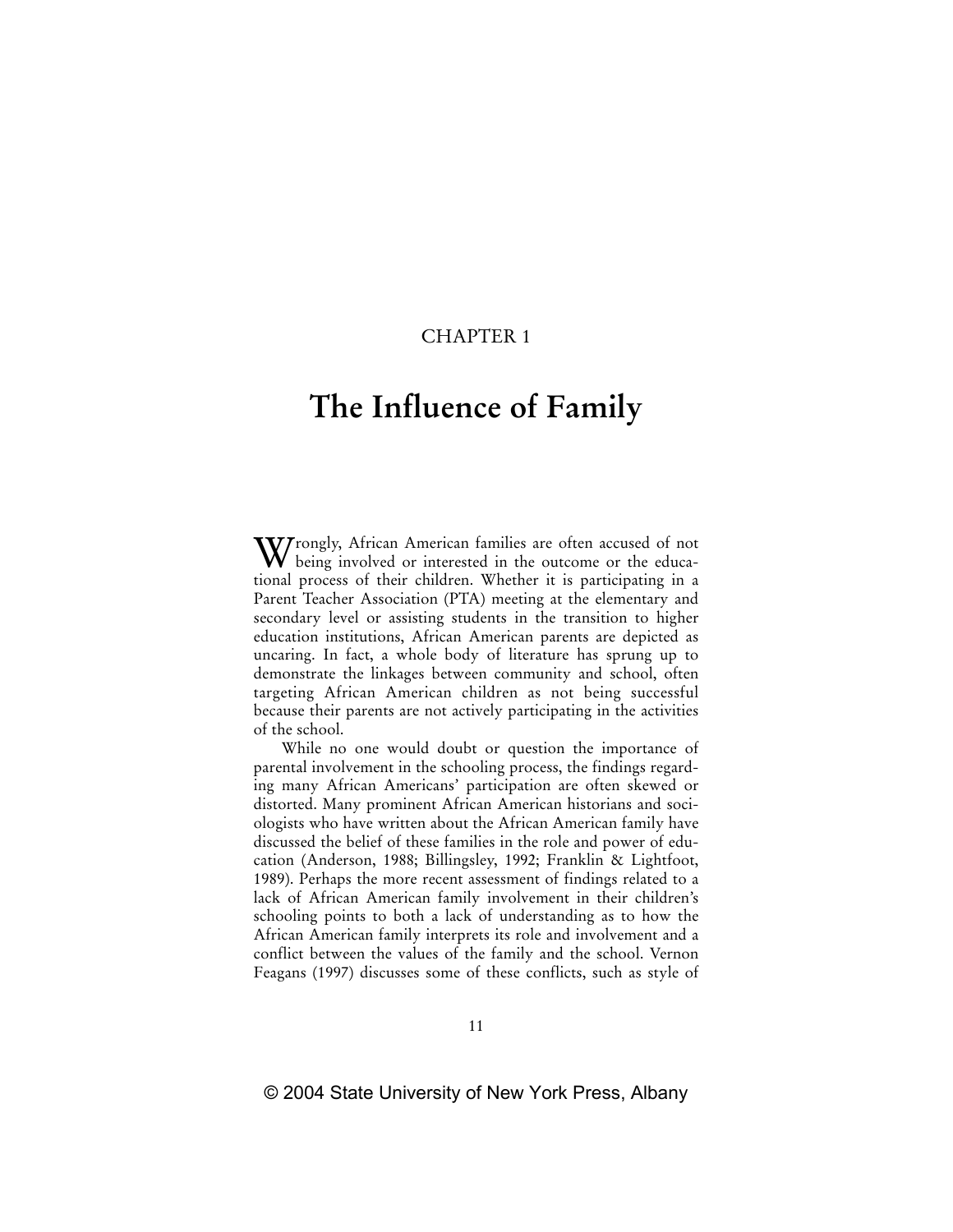CHAPTER 1

# The Influence of Family

Wrongly, African American families are often accused of not being involved or interested in the outcome or the educational process of their children. Whether it is participating in a Parent Teacher Association (PTA) meeting at the elementary and secondary level or assisting students in the transition to higher education institutions, African American parents are depicted as uncaring. In fact, a whole body of literature has sprung up to demonstrate the linkages between community and school, often targeting African American children as not being successful because their parents are not actively participating in the activities of the school.

While no one would doubt or question the importance of parental involvement in the schooling process, the findings regarding many African Americans' participation are often skewed or distorted. Many prominent African American historians and sociologists who have written about the African American family have discussed the belief of these families in the role and power of education (Anderson, 1988; Billingsley, 1992; Franklin & Lightfoot, 1989). Perhaps the more recent assessment of findings related to a lack of African American family involvement in their children's schooling points to both a lack of understanding as to how the African American family interprets its role and involvement and a conflict between the values of the family and the school. Vernon Feagans (1997) discusses some of these conflicts, such as style of

© 2004 State University of New York Press, Albany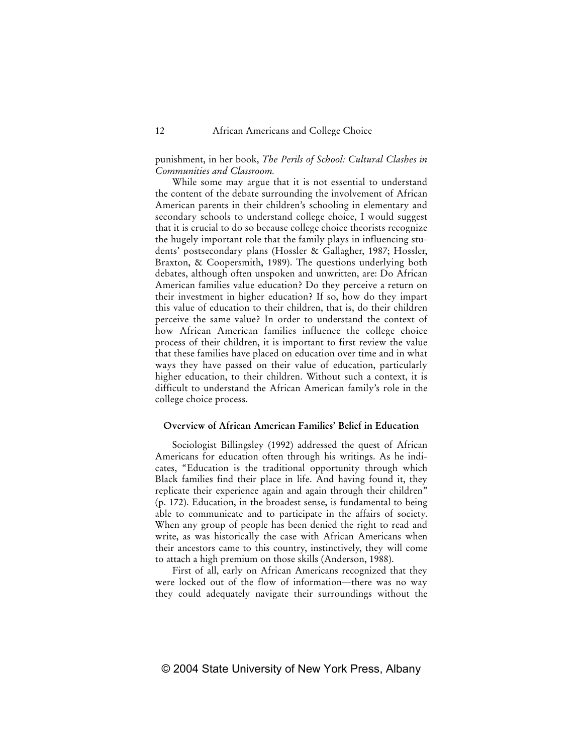punishment, in her book, *The Perils of School: Cultural Clashes in Communities and Classroom.*

While some may argue that it is not essential to understand the content of the debate surrounding the involvement of African American parents in their children's schooling in elementary and secondary schools to understand college choice, I would suggest that it is crucial to do so because college choice theorists recognize the hugely important role that the family plays in influencing students' postsecondary plans (Hossler & Gallagher, 1987; Hossler, Braxton, & Coopersmith, 1989). The questions underlying both debates, although often unspoken and unwritten, are: Do African American families value education? Do they perceive a return on their investment in higher education? If so, how do they impart this value of education to their children, that is, do their children perceive the same value? In order to understand the context of how African American families influence the college choice process of their children, it is important to first review the value that these families have placed on education over time and in what ways they have passed on their value of education, particularly higher education, to their children. Without such a context, it is difficult to understand the African American family's role in the college choice process.

### Overview of African American Families' Belief in Education

Sociologist Billingsley (1992) addressed the quest of African Americans for education often through his writings. As he indicates, "Education is the traditional opportunity through which Black families find their place in life. And having found it, they replicate their experience again and again through their children" (p. 172). Education, in the broadest sense, is fundamental to being able to communicate and to participate in the affairs of society. When any group of people has been denied the right to read and write, as was historically the case with African Americans when their ancestors came to this country, instinctively, they will come to attach a high premium on those skills (Anderson, 1988).

First of all, early on African Americans recognized that they were locked out of the flow of information—there was no way they could adequately navigate their surroundings without the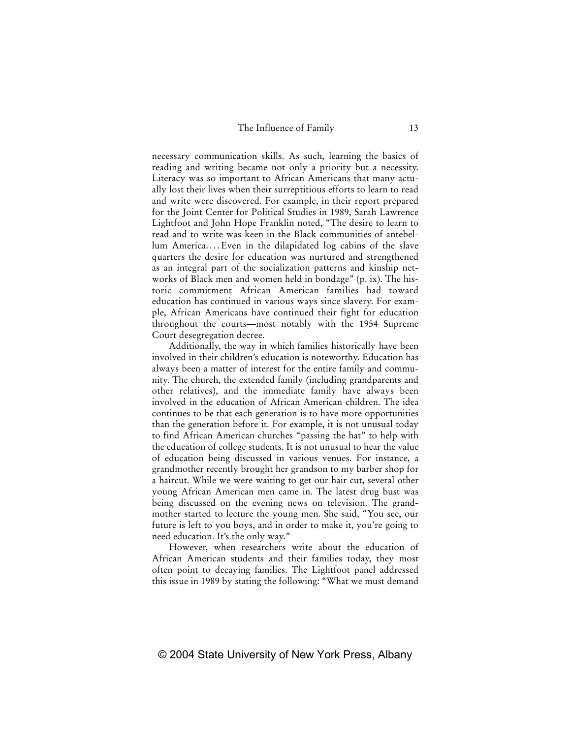necessary communication skills. As such, learning the basics of reading and writing became not only a priority but a necessity. Literacy was so important to African Americans that many actually lost their lives when their surreptitious efforts to learn to read and write were discovered. For example, in their report prepared for the Joint Center for Political Studies in 1989, Sarah Lawrence Lightfoot and John Hope Franklin noted, "The desire to learn to read and to write was keen in the Black communities of antebellum America. . . . Even in the dilapidated log cabins of the slave quarters the desire for education was nurtured and strengthened as an integral part of the socialization patterns and kinship networks of Black men and women held in bondage" (p. ix). The historic commitment African American families had toward education has continued in various ways since slavery. For example, African Americans have continued their fight for education throughout the courts—most notably with the 1954 Supreme Court desegregation decree.

Additionally, the way in which families historically have been involved in their children's education is noteworthy. Education has always been a matter of interest for the entire family and community. The church, the extended family (including grandparents and other relatives), and the immediate family have always been involved in the education of African American children. The idea continues to be that each generation is to have more opportunities than the generation before it. For example, it is not unusual today to find African American churches "passing the hat" to help with the education of college students. It is not unusual to hear the value of education being discussed in various venues. For instance, a grandmother recently brought her grandson to my barber shop for a haircut. While we were waiting to get our hair cut, several other young African American men came in. The latest drug bust was being discussed on the evening news on television. The grandmother started to lecture the young men. She said, "You see, our future is left to you boys, and in order to make it, you're going to need education. It's the only way."

However, when researchers write about the education of African American students and their families today, they most often point to decaying families. The Lightfoot panel addressed this issue in 1989 by stating the following: "What we must demand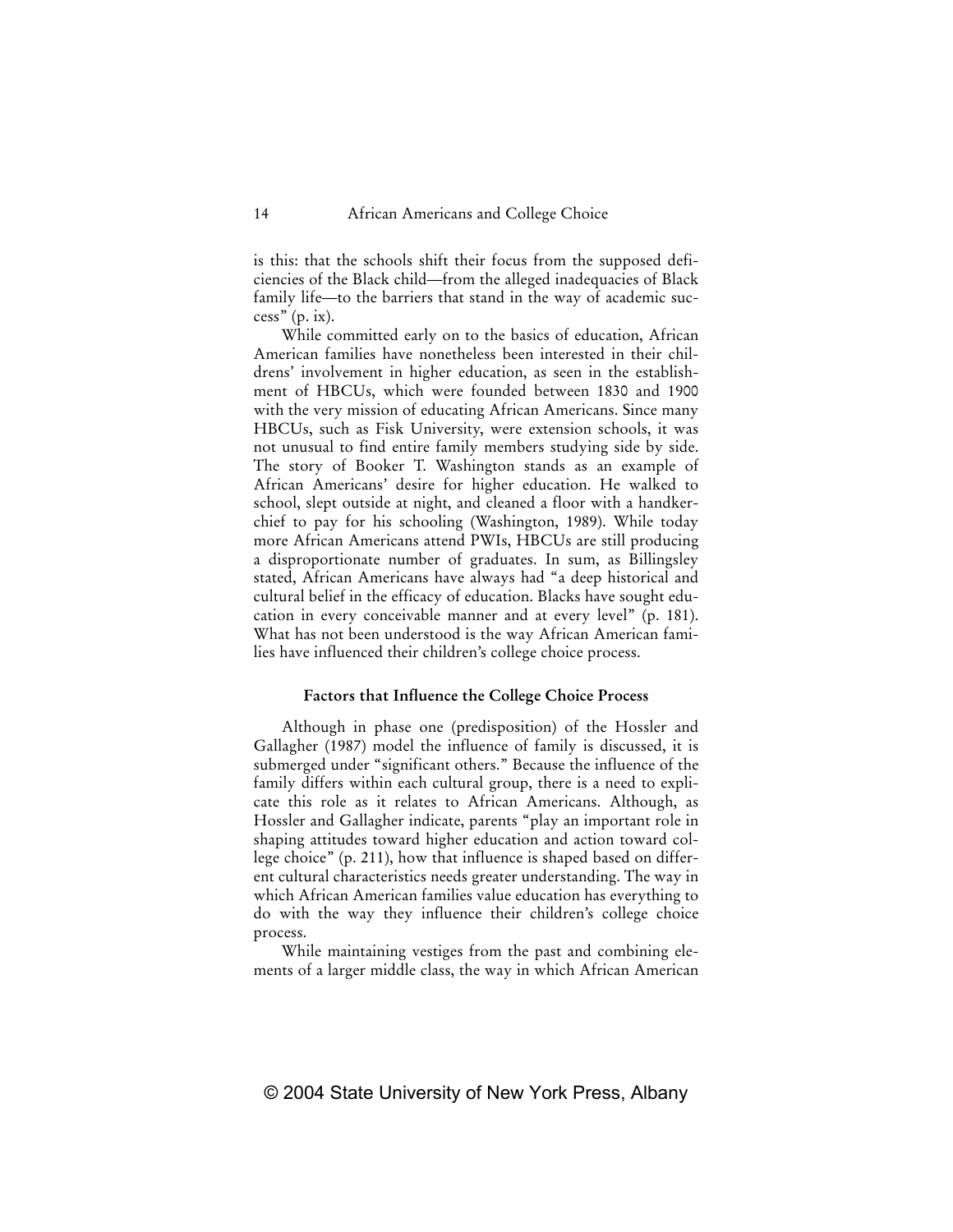is this: that the schools shift their focus from the supposed deficiencies of the Black child—from the alleged inadequacies of Black family life—to the barriers that stand in the way of academic success" (p. ix).

While committed early on to the basics of education, African American families have nonetheless been interested in their childrens' involvement in higher education, as seen in the establishment of HBCUs, which were founded between 1830 and 1900 with the very mission of educating African Americans. Since many HBCUs, such as Fisk University, were extension schools, it was not unusual to find entire family members studying side by side. The story of Booker T. Washington stands as an example of African Americans' desire for higher education. He walked to school, slept outside at night, and cleaned a floor with a handkerchief to pay for his schooling (Washington, 1989). While today more African Americans attend PWIs, HBCUs are still producing a disproportionate number of graduates. In sum, as Billingsley stated, African Americans have always had "a deep historical and cultural belief in the efficacy of education. Blacks have sought education in every conceivable manner and at every level" (p. 181). What has not been understood is the way African American families have influenced their children's college choice process.

### Factors that Influence the College Choice Process

Although in phase one (predisposition) of the Hossler and Gallagher (1987) model the influence of family is discussed, it is submerged under "significant others." Because the influence of the family differs within each cultural group, there is a need to explicate this role as it relates to African Americans. Although, as Hossler and Gallagher indicate, parents "play an important role in shaping attitudes toward higher education and action toward college choice" (p. 211), how that influence is shaped based on different cultural characteristics needs greater understanding. The way in which African American families value education has everything to do with the way they influence their children's college choice process.

While maintaining vestiges from the past and combining elements of a larger middle class, the way in which African American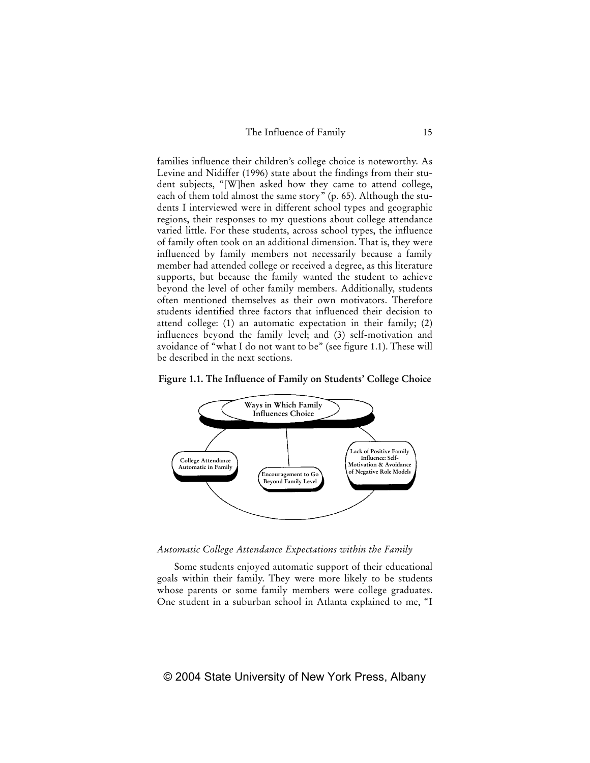families influence their children's college choice is noteworthy. As Levine and Nidiffer (1996) state about the findings from their student subjects, "[W]hen asked how they came to attend college, each of them told almost the same story" (p. 65). Although the students I interviewed were in different school types and geographic regions, their responses to my questions about college attendance varied little. For these students, across school types, the influence of family often took on an additional dimension. That is, they were influenced by family members not necessarily because a family member had attended college or received a degree, as this literature supports, but because the family wanted the student to achieve beyond the level of other family members. Additionally, students often mentioned themselves as their own motivators. Therefore students identified three factors that influenced their decision to attend college: (1) an automatic expectation in their family; (2) influences beyond the family level; and (3) self-motivation and avoidance of "what I do not want to be" (see figure 1.1). These will be described in the next sections.

**Figure 1.1. The Influence of Family on Students' College Choice**

Ways in Which Family Influences Choice

- College Attendance Automatic in Family
- Encouragement to Go Beyond Family Level
- Lack of Positive Family Influence: Self-Motivation & Avoidance of Negative Role Models

### *Automatic College Attendance Expectations within the Family*

Some students enjoyed automatic support of their educational goals within their family. They were more likely to be students whose parents or some family members were college graduates. One student in a suburban school in Atlanta explained to me, "I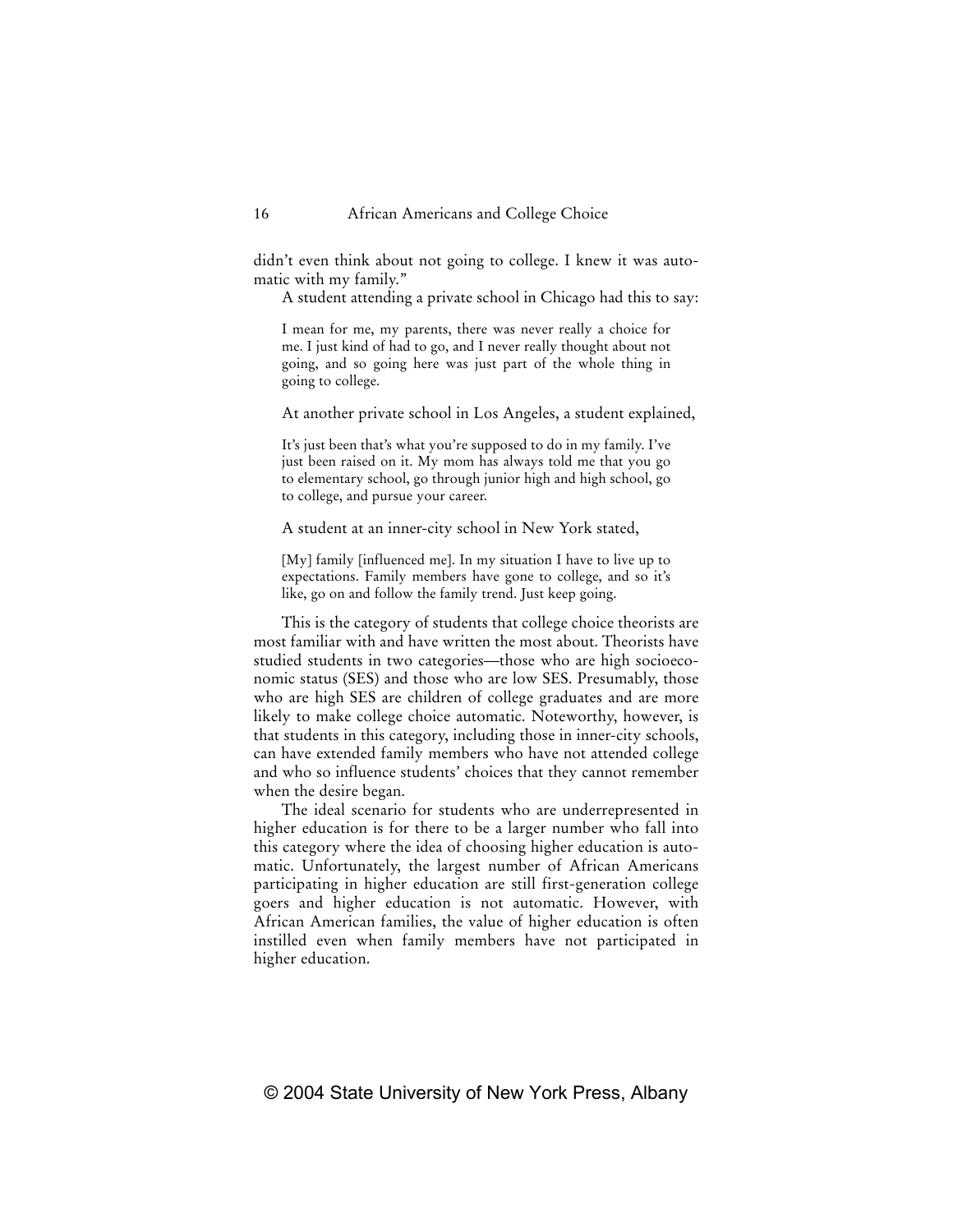didn't even think about not going to college. I knew it was automatic with my family."

A student attending a private school in Chicago had this to say:

> I mean for me, my parents, there was never really a choice for me. I just kind of had to go, and I never really thought about not going, and so going here was just part of the whole thing in going to college.

At another private school in Los Angeles, a student explained,

> It's just been that's what you're supposed to do in my family. I've just been raised on it. My mom has always told me that you go to elementary school, go through junior high and high school, go to college, and pursue your career.

A student at an inner-city school in New York stated,

> [My] family [influenced me]. In my situation I have to live up to expectations. Family members have gone to college, and so it's like, go on and follow the family trend. Just keep going.

This is the category of students that college choice theorists are most familiar with and have written the most about. Theorists have studied students in two categories—those who are high socioeconomic status (SES) and those who are low SES. Presumably, those who are high SES are children of college graduates and are more likely to make college choice automatic. Noteworthy, however, is that students in this category, including those in inner-city schools, can have extended family members who have not attended college and who so influence students' choices that they cannot remember when the desire began.

The ideal scenario for students who are underrepresented in higher education is for there to be a larger number who fall into this category where the idea of choosing higher education is automatic. Unfortunately, the largest number of African Americans participating in higher education are still first-generation college goers and higher education is not automatic. However, with African American families, the value of higher education is often instilled even when family members have not participated in higher education.

© 2004 State University of New York Press, Albany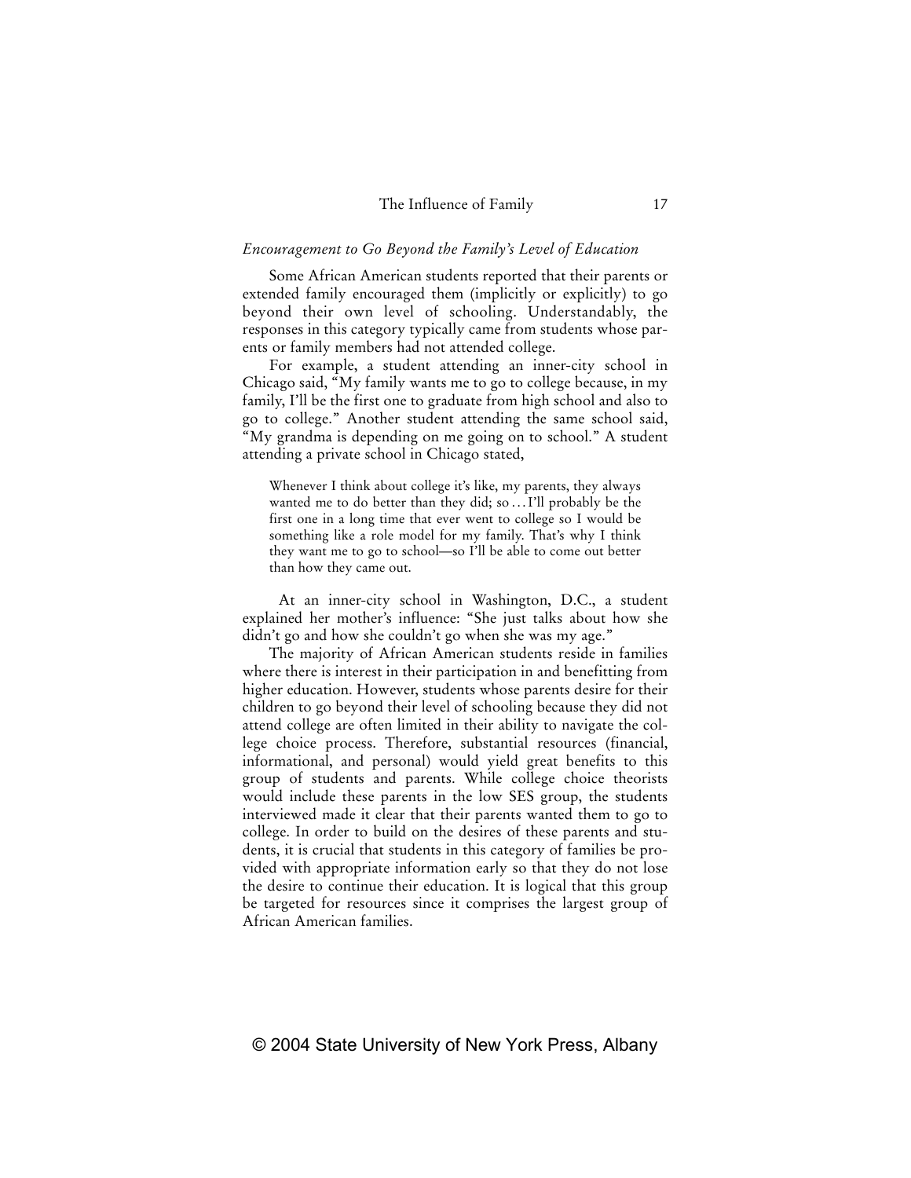*Encouragement to Go Beyond the Family's Level of Education*

Some African American students reported that their parents or extended family encouraged them (implicitly or explicitly) to go beyond their own level of schooling. Understandably, the responses in this category typically came from students whose parents or family members had not attended college.

For example, a student attending an inner-city school in Chicago said, "My family wants me to go to college because, in my family, I'll be the first one to graduate from high school and also to go to college." Another student attending the same school said, "My grandma is depending on me going on to school." A student attending a private school in Chicago stated,

> Whenever I think about college it's like, my parents, they always wanted me to do better than they did; so . . . I'll probably be the first one in a long time that ever went to college so I would be something like a role model for my family. That's why I think they want me to go to school—so I'll be able to come out better than how they came out.

At an inner-city school in Washington, D.C., a student explained her mother's influence: "She just talks about how she didn't go and how she couldn't go when she was my age."

The majority of African American students reside in families where there is interest in their participation in and benefitting from higher education. However, students whose parents desire for their children to go beyond their level of schooling because they did not attend college are often limited in their ability to navigate the college choice process. Therefore, substantial resources (financial, informational, and personal) would yield great benefits to this group of students and parents. While college choice theorists would include these parents in the low SES group, the students interviewed made it clear that their parents wanted them to go to college. In order to build on the desires of these parents and students, it is crucial that students in this category of families be provided with appropriate information early so that they do not lose the desire to continue their education. It is logical that this group be targeted for resources since it comprises the largest group of African American families.

© 2004 State University of New York Press, Albany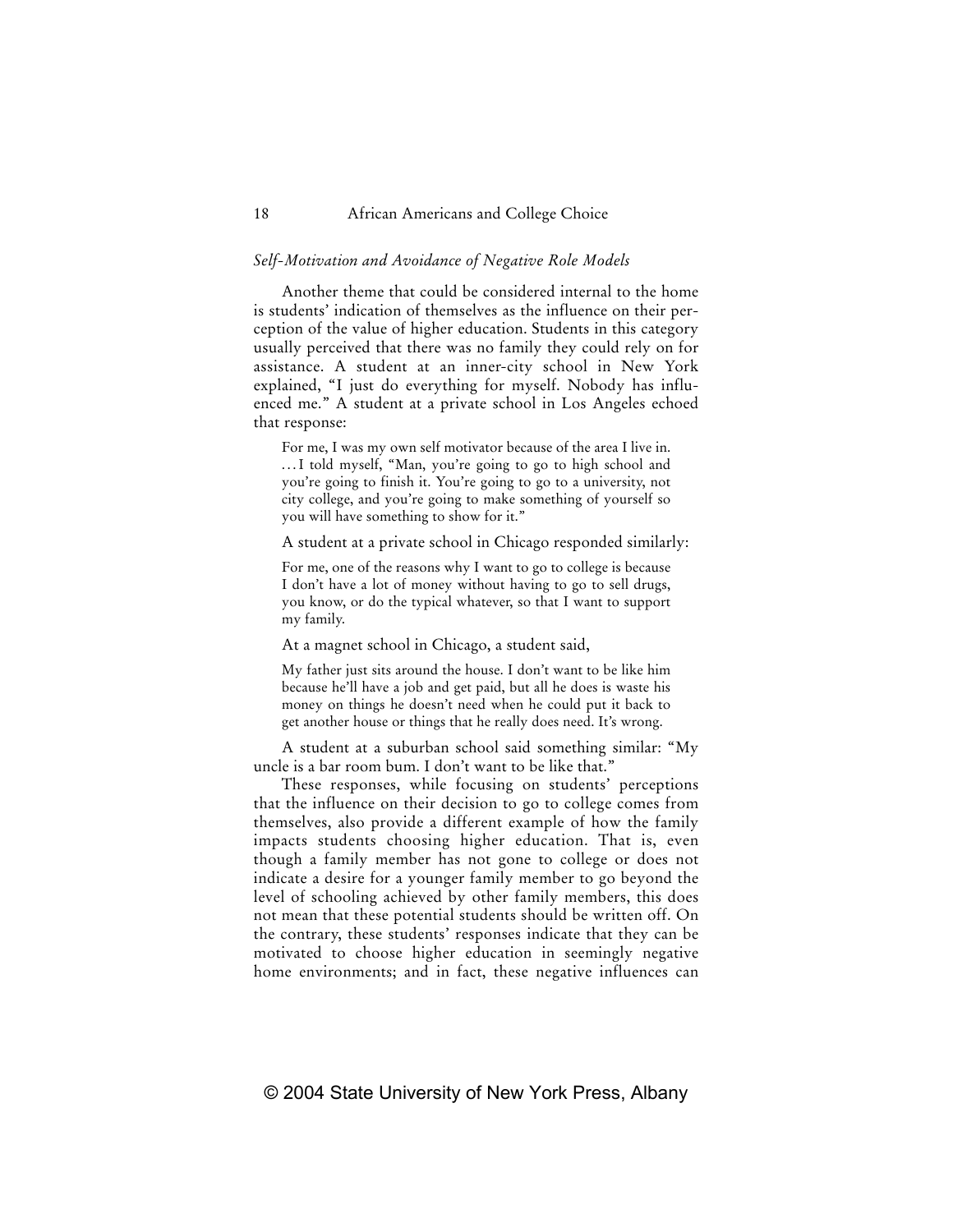### *Self-Motivation and Avoidance of Negative Role Models*

Another theme that could be considered internal to the home is students' indication of themselves as the influence on their perception of the value of higher education. Students in this category usually perceived that there was no family they could rely on for assistance. A student at an inner-city school in New York explained, "I just do everything for myself. Nobody has influenced me." A student at a private school in Los Angeles echoed that response:

> For me, I was my own self motivator because of the area I live in. . . . I told myself, "Man, you're going to go to high school and you're going to finish it. You're going to go to a university, not city college, and you're going to make something of yourself so you will have something to show for it."

A student at a private school in Chicago responded similarly:

> For me, one of the reasons why I want to go to college is because I don't have a lot of money without having to go to sell drugs, you know, or do the typical whatever, so that I want to support my family.

At a magnet school in Chicago, a student said,

> My father just sits around the house. I don't want to be like him because he'll have a job and get paid, but all he does is waste his money on things he doesn't need when he could put it back to get another house or things that he really does need. It's wrong.

A student at a suburban school said something similar: "My uncle is a bar room bum. I don't want to be like that."

These responses, while focusing on students' perceptions that the influence on their decision to go to college comes from themselves, also provide a different example of how the family impacts students choosing higher education. That is, even though a family member has not gone to college or does not indicate a desire for a younger family member to go beyond the level of schooling achieved by other family members, this does not mean that these potential students should be written off. On the contrary, these students' responses indicate that they can be motivated to choose higher education in seemingly negative home environments; and in fact, these negative influences can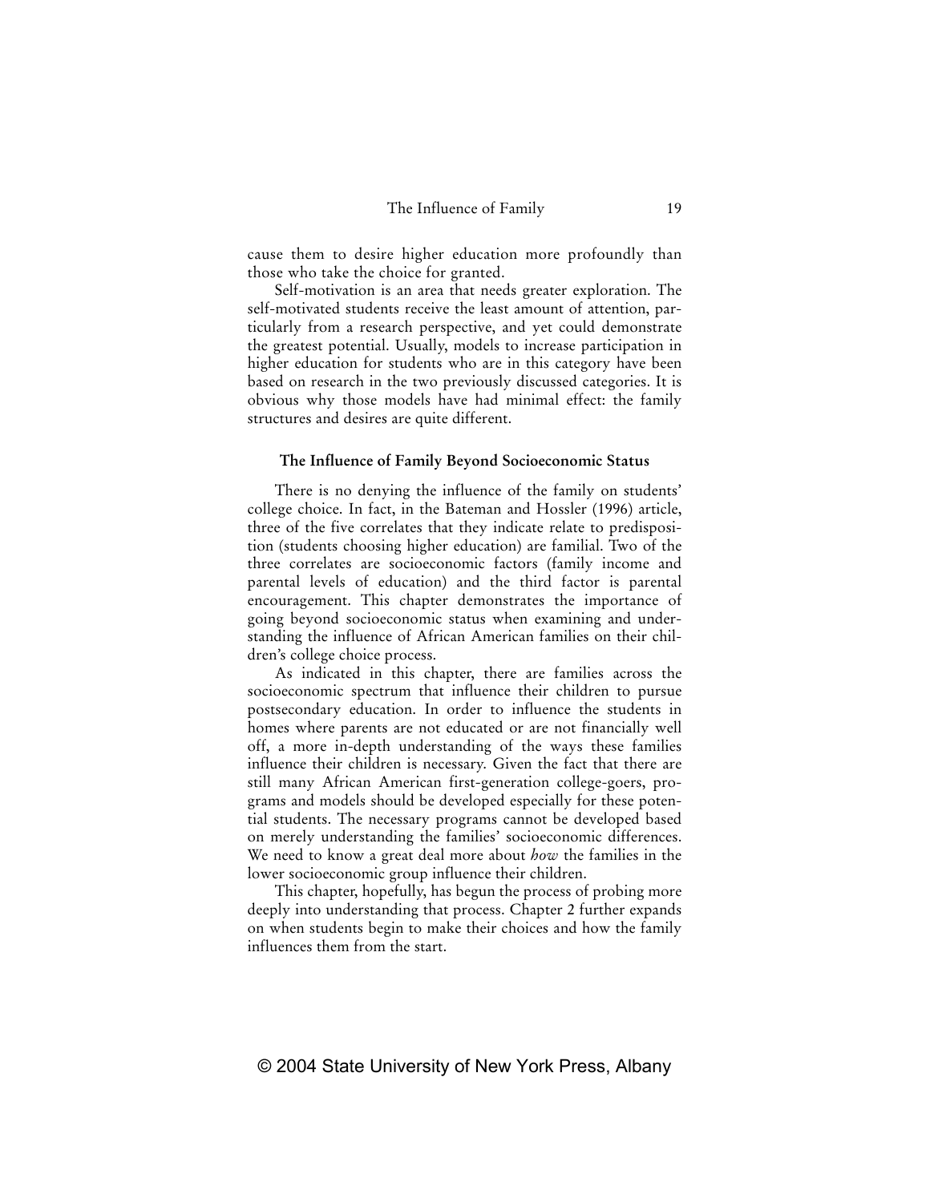cause them to desire higher education more profoundly than those who take the choice for granted.

Self-motivation is an area that needs greater exploration. The self-motivated students receive the least amount of attention, particularly from a research perspective, and yet could demonstrate the greatest potential. Usually, models to increase participation in higher education for students who are in this category have been based on research in the two previously discussed categories. It is obvious why those models have had minimal effect: the family structures and desires are quite different.

### The Influence of Family Beyond Socioeconomic Status

There is no denying the influence of the family on students' college choice. In fact, in the Bateman and Hossler (1996) article, three of the five correlates that they indicate relate to predisposition (students choosing higher education) are familial. Two of the three correlates are socioeconomic factors (family income and parental levels of education) and the third factor is parental encouragement. This chapter demonstrates the importance of going beyond socioeconomic status when examining and understanding the influence of African American families on their children's college choice process.

As indicated in this chapter, there are families across the socioeconomic spectrum that influence their children to pursue postsecondary education. In order to influence the students in homes where parents are not educated or are not financially well off, a more in-depth understanding of the ways these families influence their children is necessary. Given the fact that there are still many African American first-generation college-goers, programs and models should be developed especially for these potential students. The necessary programs cannot be developed based on merely understanding the families' socioeconomic differences. We need to know a great deal more about *how* the families in the lower socioeconomic group influence their children.

This chapter, hopefully, has begun the process of probing more deeply into understanding that process. Chapter 2 further expands on when students begin to make their choices and how the family influences them from the start.

© 2004 State University of New York Press, Albany